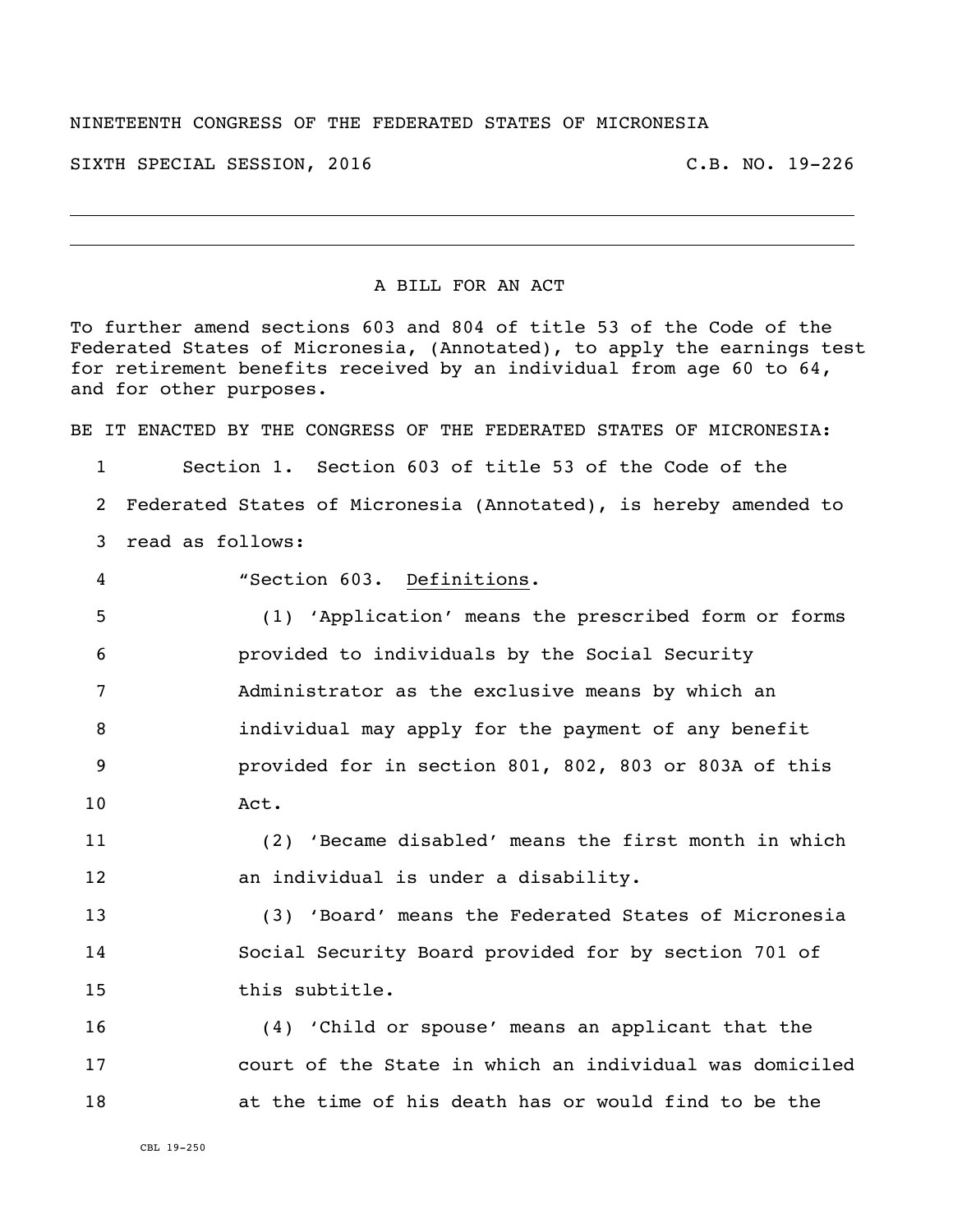NINETEENTH CONGRESS OF THE FEDERATED STATES OF MICRONESIA

SIXTH SPECIAL SESSION, 2016 C.B. NO. 19-226

---

# A BILL FOR AN ACT

To further amend sections 603 and 804 of title 53 of the Code of the Federated States of Micronesia, (Annotated), to apply the earnings test for retirement benefits received by an individual from age 60 to 64, and for other purposes.

BE IT ENACTED BY THE CONGRESS OF THE FEDERATED STATES OF MICRONESIA:

1 Section 1. Section 603 of title 53 of the Code of the
2 Federated States of Micronesia (Annotated), is hereby amended to
3 read as follows:

4 "Section 603. Definitions.

5 (1) 'Application' means the prescribed form or forms
6 provided to individuals by the Social Security
7 Administrator as the exclusive means by which an
8 individual may apply for the payment of any benefit
9 provided for in section 801, 802, 803 or 803A of this
10 Act.

11 (2) 'Became disabled' means the first month in which
12 an individual is under a disability.

13 (3) 'Board' means the Federated States of Micronesia
14 Social Security Board provided for by section 701 of
15 this subtitle.

16 (4) 'Child or spouse' means an applicant that the
17 court of the State in which an individual was domiciled
18 at the time of his death has or would find to be the

CBL 19-250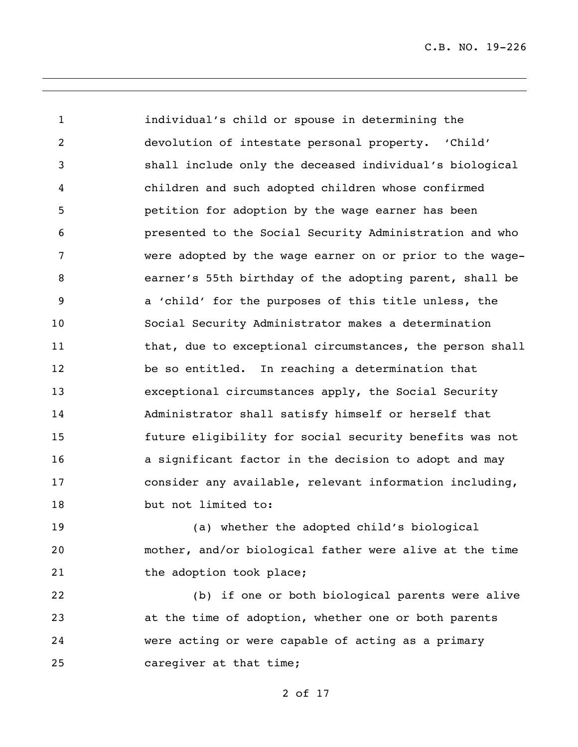individual's child or spouse in determining the devolution of intestate personal property. 'Child' shall include only the deceased individual's biological children and such adopted children whose confirmed petition for adoption by the wage earner has been presented to the Social Security Administration and who were adopted by the wage earner on or prior to the wage-earner's 55th birthday of the adopting parent, shall be a 'child' for the purposes of this title unless, the Social Security Administrator makes a determination that, due to exceptional circumstances, the person shall be so entitled. In reaching a determination that exceptional circumstances apply, the Social Security Administrator shall satisfy himself or herself that future eligibility for social security benefits was not a significant factor in the decision to adopt and may consider any available, relevant information including, but not limited to:

(a) whether the adopted child's biological mother, and/or biological father were alive at the time the adoption took place;

(b) if one or both biological parents were alive at the time of adoption, whether one or both parents were acting or were capable of acting as a primary caregiver at that time;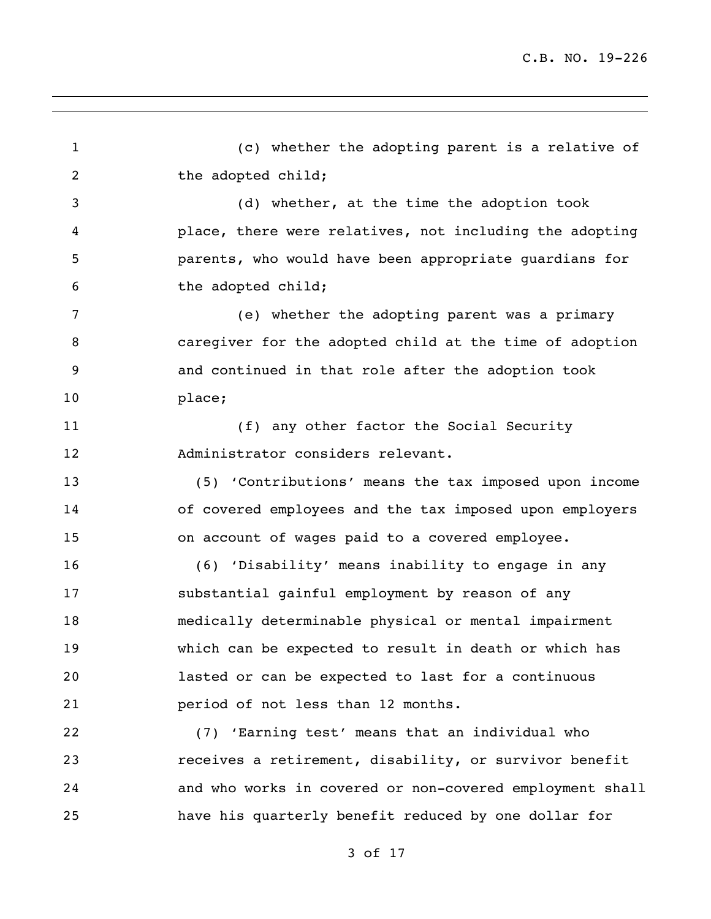(c) whether the adopting parent is a relative of the adopted child;

(d) whether, at the time the adoption took place, there were relatives, not including the adopting parents, who would have been appropriate guardians for the adopted child;

(e) whether the adopting parent was a primary caregiver for the adopted child at the time of adoption and continued in that role after the adoption took place;

(f) any other factor the Social Security Administrator considers relevant.

(5) 'Contributions' means the tax imposed upon income of covered employees and the tax imposed upon employers on account of wages paid to a covered employee.

(6) 'Disability' means inability to engage in any substantial gainful employment by reason of any medically determinable physical or mental impairment which can be expected to result in death or which has lasted or can be expected to last for a continuous period of not less than 12 months.

(7) 'Earning test' means that an individual who receives a retirement, disability, or survivor benefit and who works in covered or non-covered employment shall have his quarterly benefit reduced by one dollar for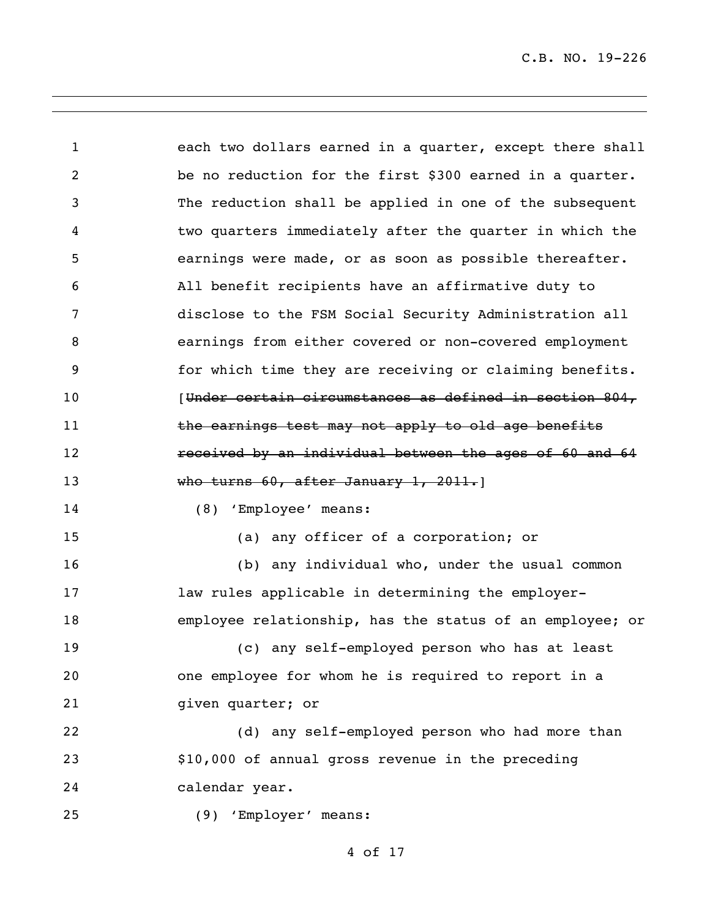each two dollars earned in a quarter, except there shall be no reduction for the first $300 earned in a quarter. The reduction shall be applied in one of the subsequent two quarters immediately after the quarter in which the earnings were made, or as soon as possible thereafter. All benefit recipients have an affirmative duty to disclose to the FSM Social Security Administration all earnings from either covered or non-covered employment for which time they are receiving or claiming benefits. [~~Under certain circumstances as defined in section 804, the earnings test may not apply to old age benefits received by an individual between the ages of 60 and 64 who turns 60, after January 1, 2011.~~]

(8) 'Employee' means:

(a) any officer of a corporation; or

(b) any individual who, under the usual common law rules applicable in determining the employer-employee relationship, has the status of an employee; or

(c) any self-employed person who has at least one employee for whom he is required to report in a given quarter; or

(d) any self-employed person who had more than $10,000 of annual gross revenue in the preceding calendar year.

(9) 'Employer' means: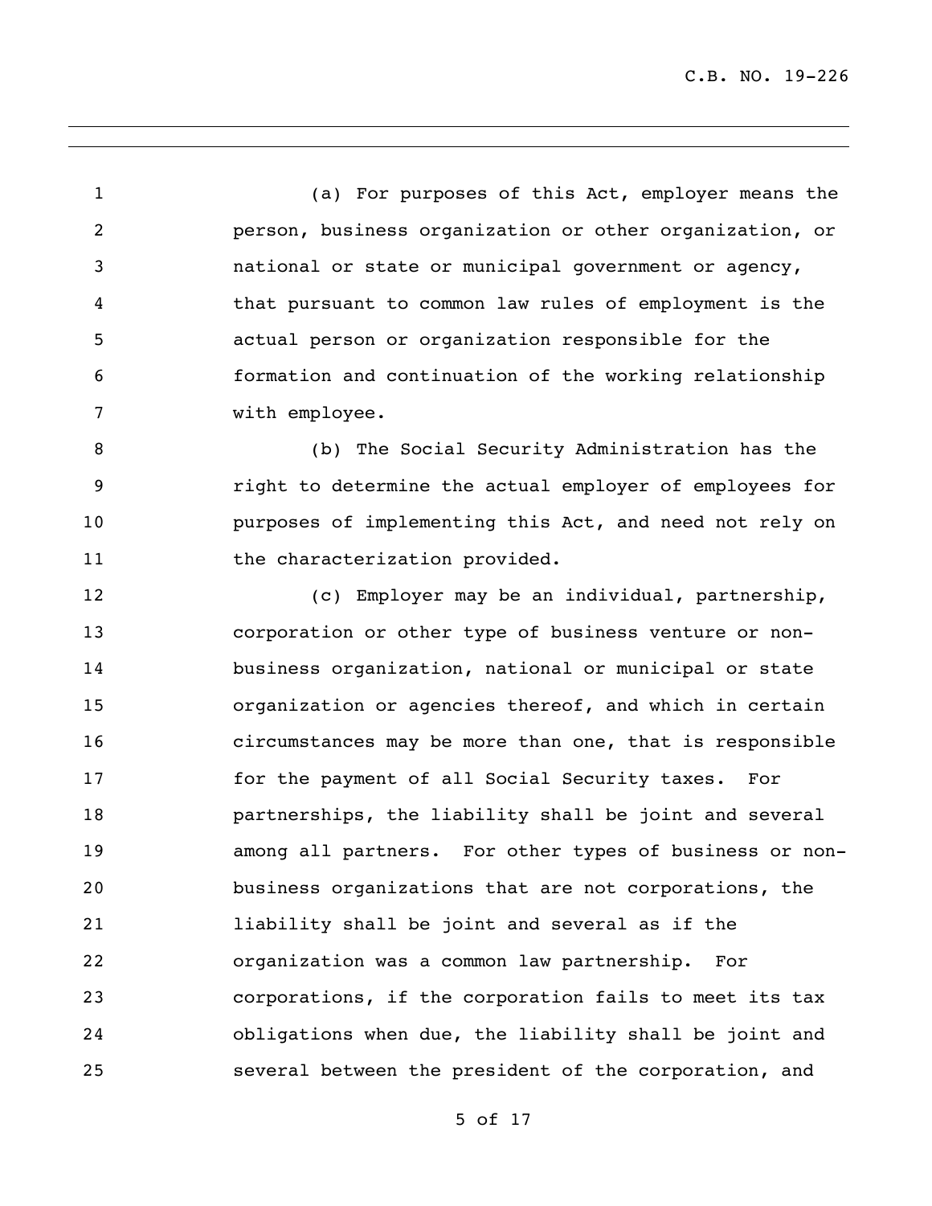(a) For purposes of this Act, employer means the person, business organization or other organization, or national or state or municipal government or agency, that pursuant to common law rules of employment is the actual person or organization responsible for the formation and continuation of the working relationship with employee.

(b) The Social Security Administration has the right to determine the actual employer of employees for purposes of implementing this Act, and need not rely on the characterization provided.

(c) Employer may be an individual, partnership, corporation or other type of business venture or non-business organization, national or municipal or state organization or agencies thereof, and which in certain circumstances may be more than one, that is responsible for the payment of all Social Security taxes. For partnerships, the liability shall be joint and several among all partners. For other types of business or non-business organizations that are not corporations, the liability shall be joint and several as if the organization was a common law partnership. For corporations, if the corporation fails to meet its tax obligations when due, the liability shall be joint and several between the president of the corporation, and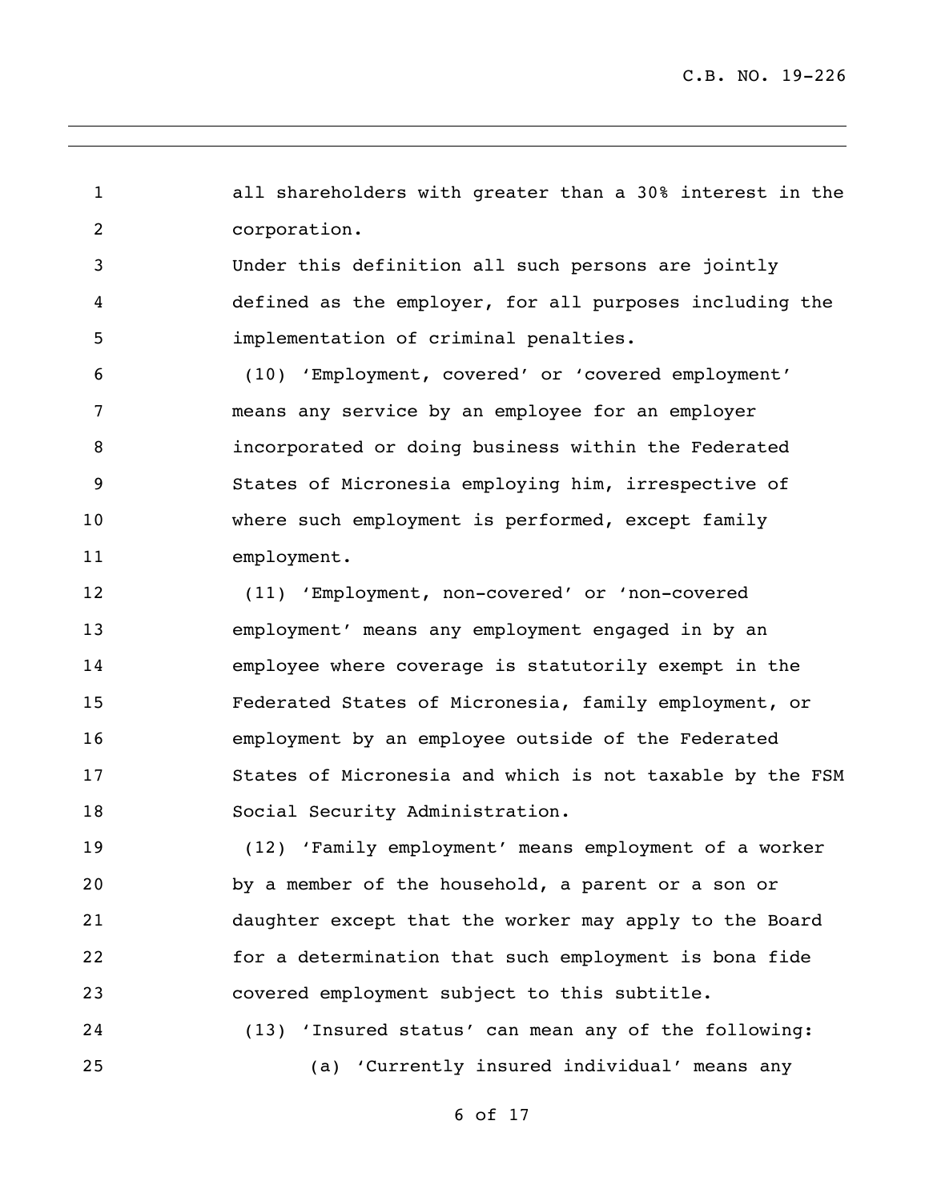all shareholders with greater than a 30% interest in the corporation.

Under this definition all such persons are jointly defined as the employer, for all purposes including the implementation of criminal penalties.

(10) 'Employment, covered' or 'covered employment' means any service by an employee for an employer incorporated or doing business within the Federated States of Micronesia employing him, irrespective of where such employment is performed, except family employment.

(11) 'Employment, non-covered' or 'non-covered employment' means any employment engaged in by an employee where coverage is statutorily exempt in the Federated States of Micronesia, family employment, or employment by an employee outside of the Federated States of Micronesia and which is not taxable by the FSM Social Security Administration.

(12) 'Family employment' means employment of a worker by a member of the household, a parent or a son or daughter except that the worker may apply to the Board for a determination that such employment is bona fide covered employment subject to this subtitle.

(13) 'Insured status' can mean any of the following:

(a) 'Currently insured individual' means any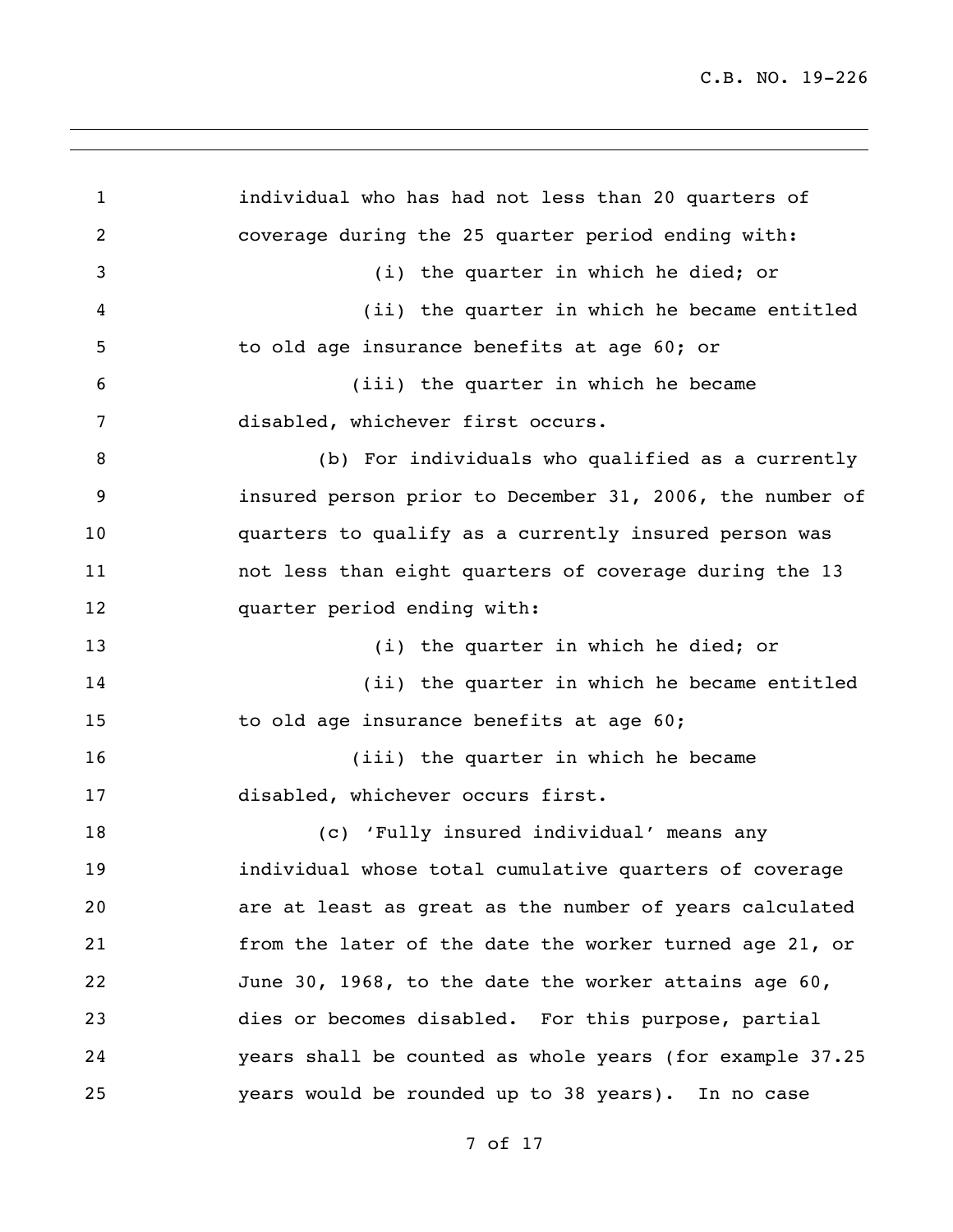individual who has had not less than 20 quarters of coverage during the 25 quarter period ending with:

(i) the quarter in which he died; or

(ii) the quarter in which he became entitled to old age insurance benefits at age 60; or

(iii) the quarter in which he became disabled, whichever first occurs.

(b) For individuals who qualified as a currently insured person prior to December 31, 2006, the number of quarters to qualify as a currently insured person was not less than eight quarters of coverage during the 13 quarter period ending with:

(i) the quarter in which he died; or

(ii) the quarter in which he became entitled to old age insurance benefits at age 60;

(iii) the quarter in which he became disabled, whichever occurs first.

(c) 'Fully insured individual' means any individual whose total cumulative quarters of coverage are at least as great as the number of years calculated from the later of the date the worker turned age 21, or June 30, 1968, to the date the worker attains age 60, dies or becomes disabled. For this purpose, partial years shall be counted as whole years (for example 37.25 years would be rounded up to 38 years). In no case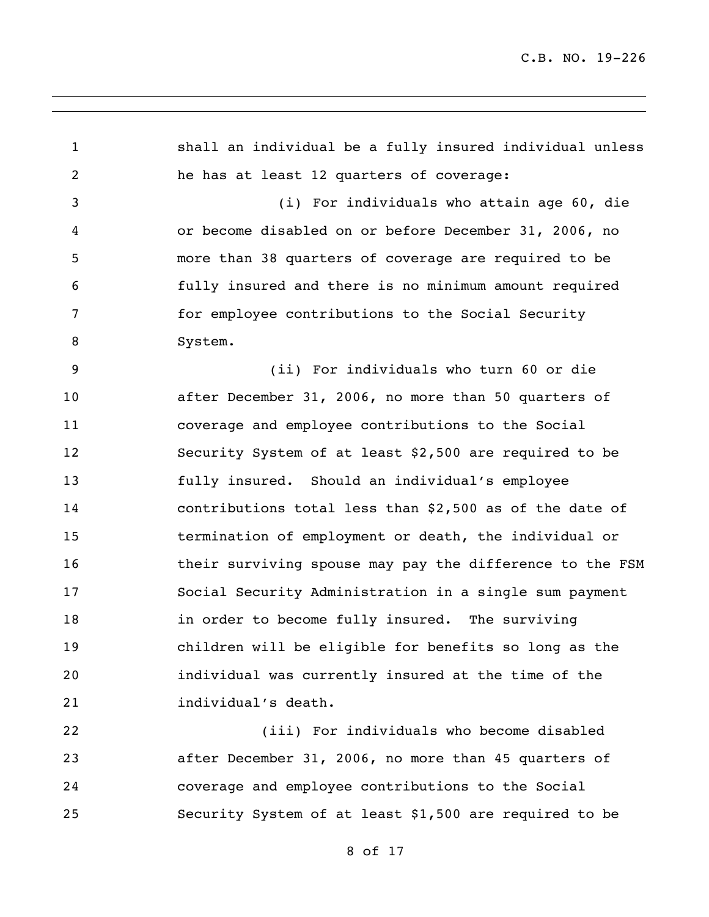shall an individual be a fully insured individual unless he has at least 12 quarters of coverage:

(i) For individuals who attain age 60, die or become disabled on or before December 31, 2006, no more than 38 quarters of coverage are required to be fully insured and there is no minimum amount required for employee contributions to the Social Security System.

(ii) For individuals who turn 60 or die after December 31, 2006, no more than 50 quarters of coverage and employee contributions to the Social Security System of at least $2,500 are required to be fully insured. Should an individual's employee contributions total less than $2,500 as of the date of termination of employment or death, the individual or their surviving spouse may pay the difference to the FSM Social Security Administration in a single sum payment in order to become fully insured. The surviving children will be eligible for benefits so long as the individual was currently insured at the time of the individual's death.

(iii) For individuals who become disabled after December 31, 2006, no more than 45 quarters of coverage and employee contributions to the Social Security System of at least $1,500 are required to be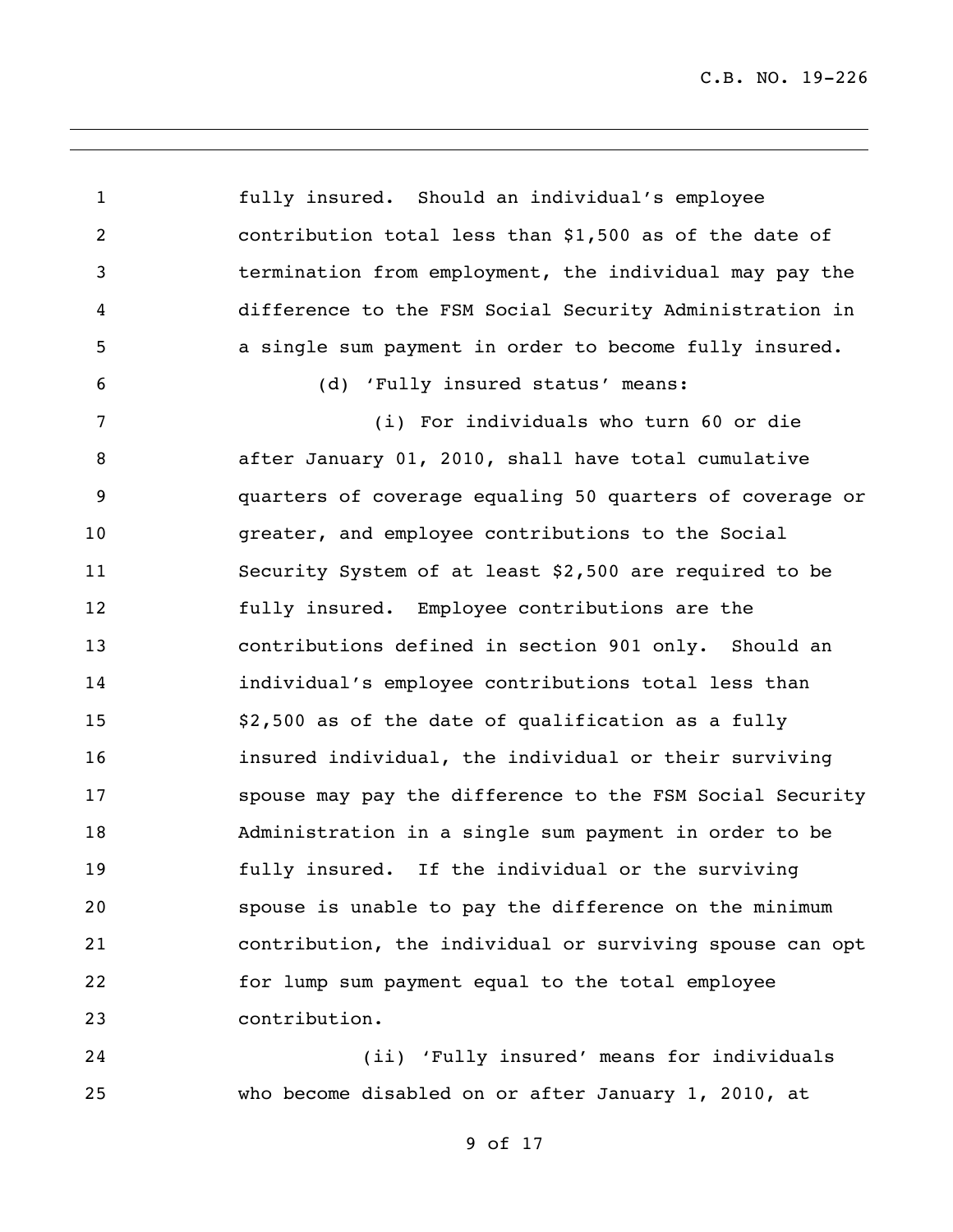fully insured. Should an individual's employee contribution total less than $1,500 as of the date of termination from employment, the individual may pay the difference to the FSM Social Security Administration in a single sum payment in order to become fully insured.

(d) 'Fully insured status' means:

(i) For individuals who turn 60 or die after January 01, 2010, shall have total cumulative quarters of coverage equaling 50 quarters of coverage or greater, and employee contributions to the Social Security System of at least $2,500 are required to be fully insured. Employee contributions are the contributions defined in section 901 only. Should an individual's employee contributions total less than $2,500 as of the date of qualification as a fully insured individual, the individual or their surviving spouse may pay the difference to the FSM Social Security Administration in a single sum payment in order to be fully insured. If the individual or the surviving spouse is unable to pay the difference on the minimum contribution, the individual or surviving spouse can opt for lump sum payment equal to the total employee contribution.

(ii) 'Fully insured' means for individuals who become disabled on or after January 1, 2010, at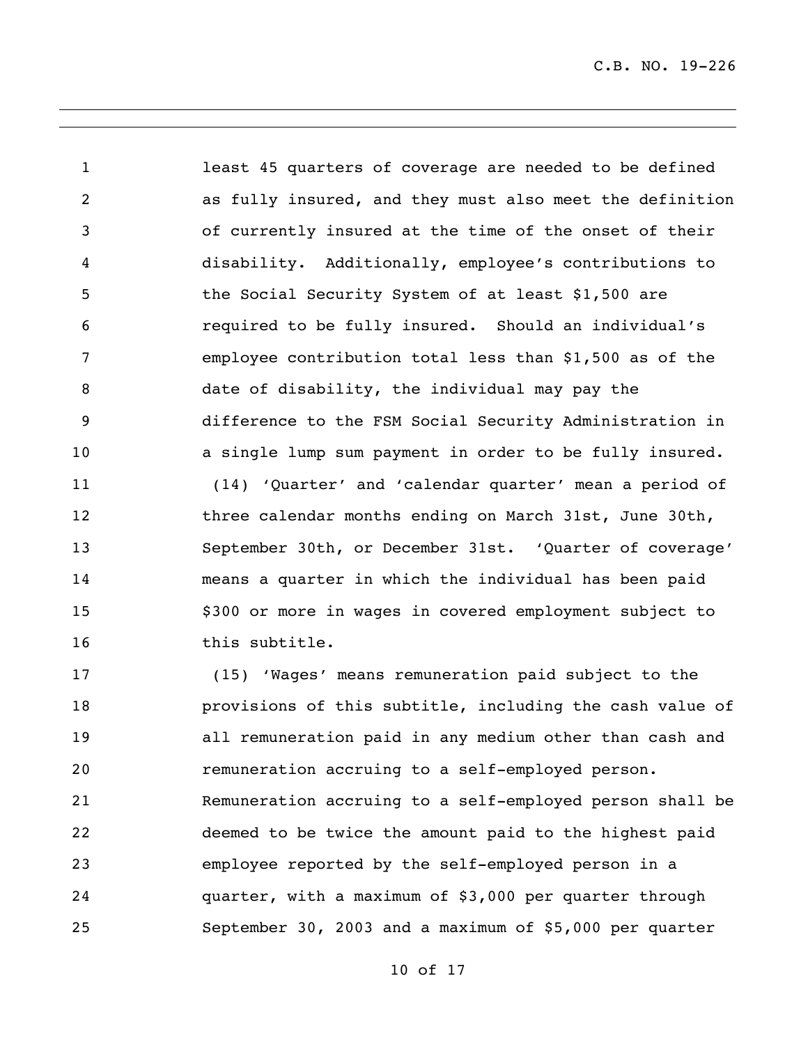least 45 quarters of coverage are needed to be defined as fully insured, and they must also meet the definition of currently insured at the time of the onset of their disability. Additionally, employee's contributions to the Social Security System of at least $1,500 are required to be fully insured. Should an individual's employee contribution total less than $1,500 as of the date of disability, the individual may pay the difference to the FSM Social Security Administration in a single lump sum payment in order to be fully insured.

(14) 'Quarter' and 'calendar quarter' mean a period of three calendar months ending on March 31st, June 30th, September 30th, or December 31st. 'Quarter of coverage' means a quarter in which the individual has been paid $300 or more in wages in covered employment subject to this subtitle.

(15) 'Wages' means remuneration paid subject to the provisions of this subtitle, including the cash value of all remuneration paid in any medium other than cash and remuneration accruing to a self-employed person. Remuneration accruing to a self-employed person shall be deemed to be twice the amount paid to the highest paid employee reported by the self-employed person in a quarter, with a maximum of $3,000 per quarter through September 30, 2003 and a maximum of $5,000 per quarter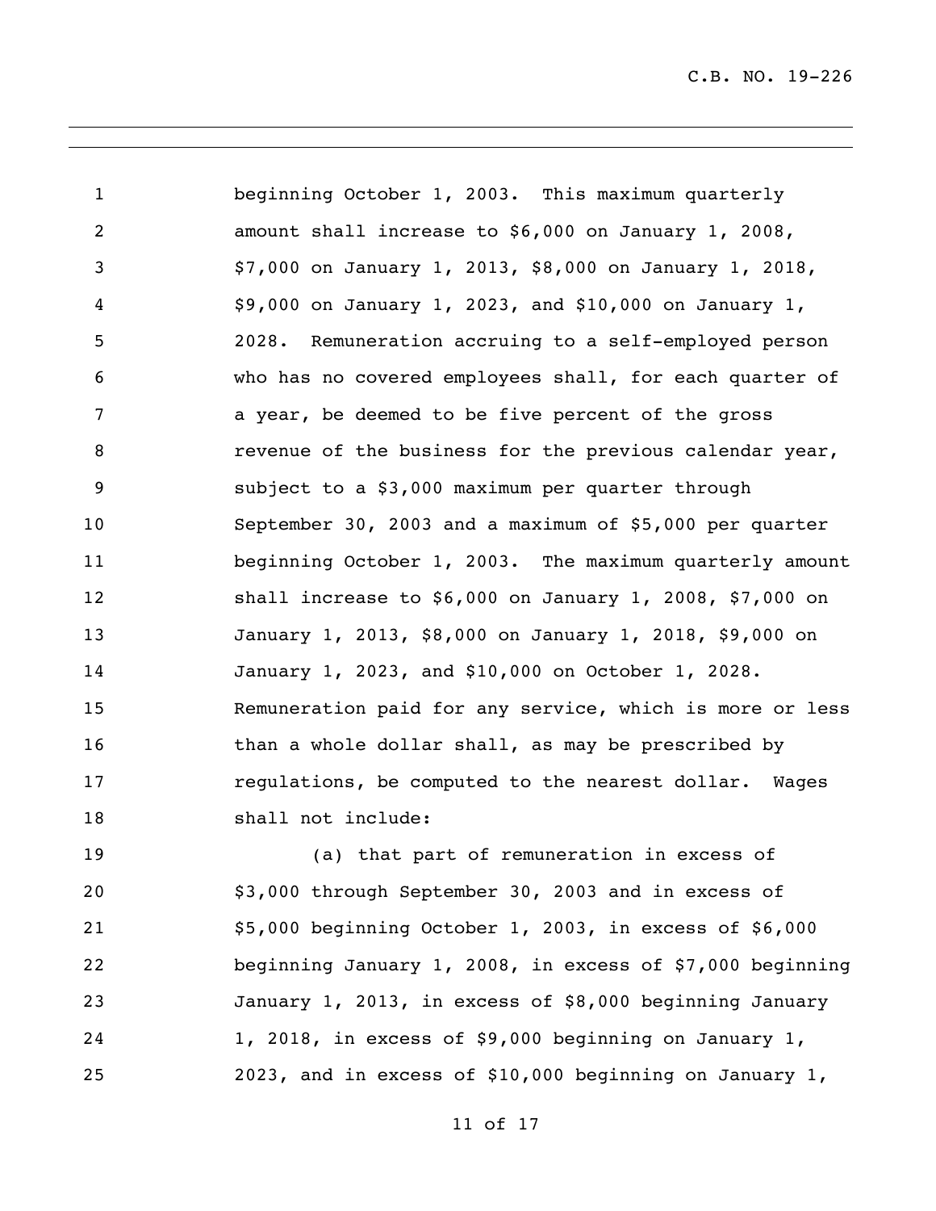beginning October 1, 2003. This maximum quarterly amount shall increase to $6,000 on January 1, 2008, $7,000 on January 1, 2013, $8,000 on January 1, 2018, $9,000 on January 1, 2023, and $10,000 on January 1, 2028. Remuneration accruing to a self-employed person who has no covered employees shall, for each quarter of a year, be deemed to be five percent of the gross revenue of the business for the previous calendar year, subject to a $3,000 maximum per quarter through September 30, 2003 and a maximum of $5,000 per quarter beginning October 1, 2003. The maximum quarterly amount shall increase to $6,000 on January 1, 2008, $7,000 on January 1, 2013, $8,000 on January 1, 2018, $9,000 on January 1, 2023, and $10,000 on October 1, 2028. Remuneration paid for any service, which is more or less than a whole dollar shall, as may be prescribed by regulations, be computed to the nearest dollar. Wages shall not include:

(a) that part of remuneration in excess of $3,000 through September 30, 2003 and in excess of $5,000 beginning October 1, 2003, in excess of $6,000 beginning January 1, 2008, in excess of $7,000 beginning January 1, 2013, in excess of $8,000 beginning January 1, 2018, in excess of $9,000 beginning on January 1, 2023, and in excess of $10,000 beginning on January 1,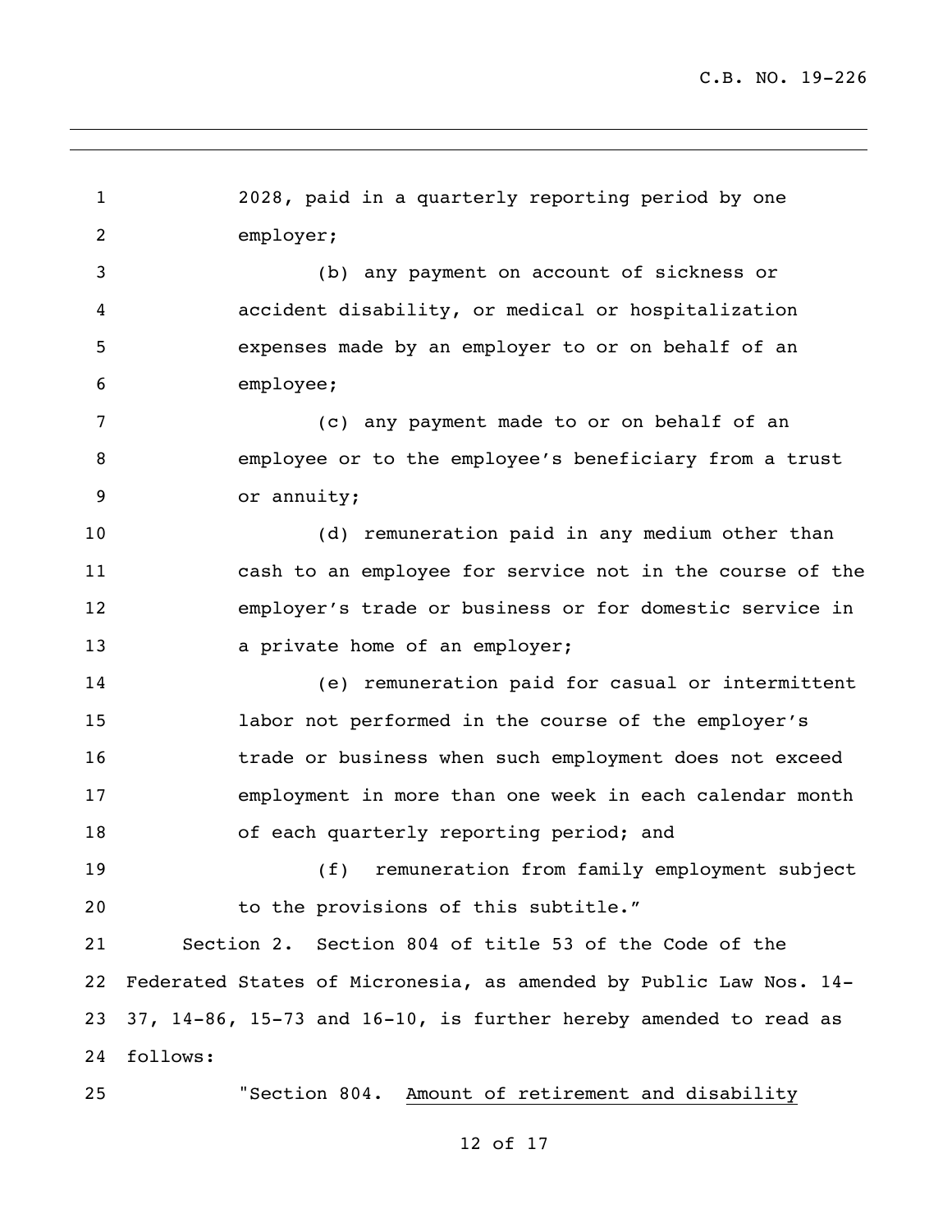2028, paid in a quarterly reporting period by one employer;

(b) any payment on account of sickness or accident disability, or medical or hospitalization expenses made by an employer to or on behalf of an employee;

(c) any payment made to or on behalf of an employee or to the employee's beneficiary from a trust or annuity;

(d) remuneration paid in any medium other than cash to an employee for service not in the course of the employer's trade or business or for domestic service in a private home of an employer;

(e) remuneration paid for casual or intermittent labor not performed in the course of the employer's trade or business when such employment does not exceed employment in more than one week in each calendar month of each quarterly reporting period; and

(f) remuneration from family employment subject to the provisions of this subtitle."

Section 2. Section 804 of title 53 of the Code of the Federated States of Micronesia, as amended by Public Law Nos. 14-37, 14-86, 15-73 and 16-10, is further hereby amended to read as follows:

"Section 804. Amount of retirement and disability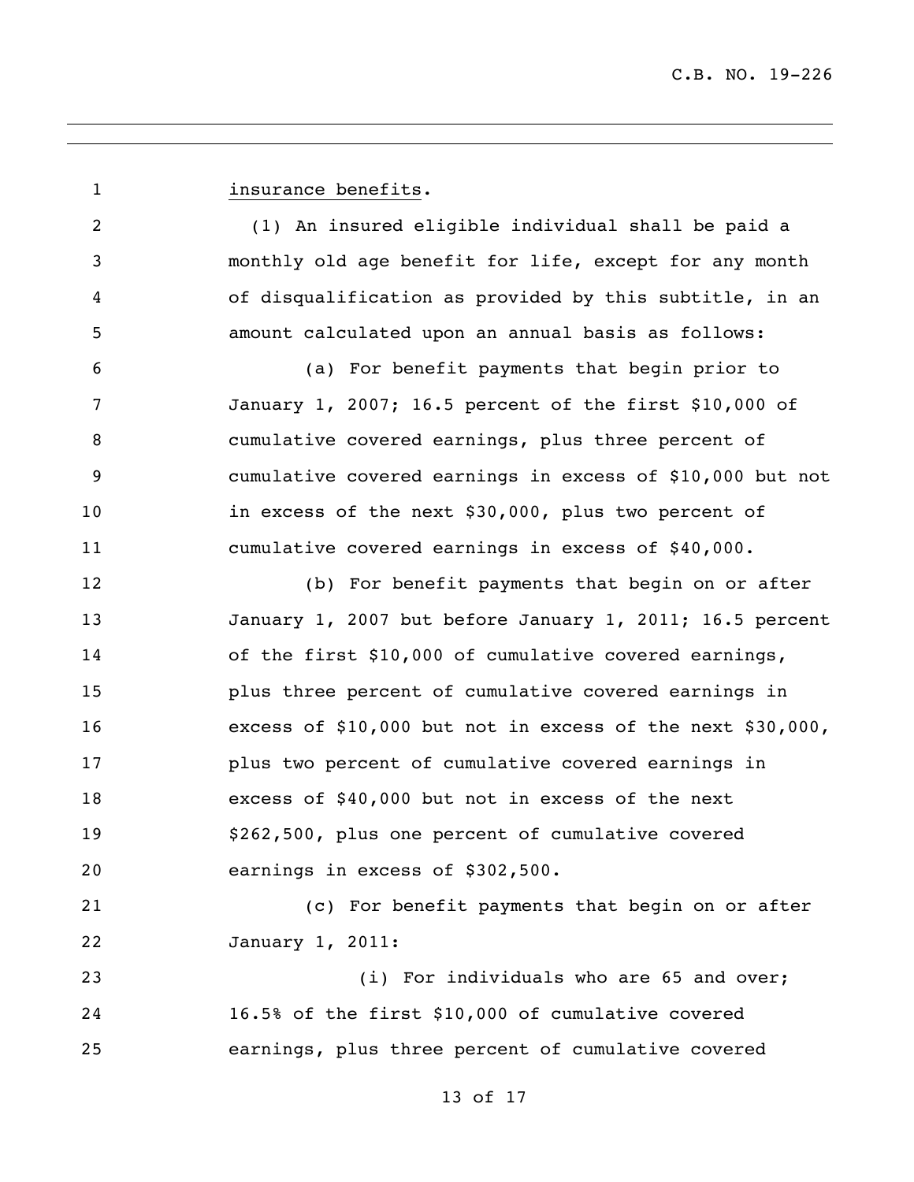insurance benefits.

(1) An insured eligible individual shall be paid a monthly old age benefit for life, except for any month of disqualification as provided by this subtitle, in an amount calculated upon an annual basis as follows:

(a) For benefit payments that begin prior to January 1, 2007; 16.5 percent of the first $10,000 of cumulative covered earnings, plus three percent of cumulative covered earnings in excess of $10,000 but not in excess of the next $30,000, plus two percent of cumulative covered earnings in excess of $40,000.

(b) For benefit payments that begin on or after January 1, 2007 but before January 1, 2011; 16.5 percent of the first $10,000 of cumulative covered earnings, plus three percent of cumulative covered earnings in excess of $10,000 but not in excess of the next $30,000, plus two percent of cumulative covered earnings in excess of $40,000 but not in excess of the next $262,500, plus one percent of cumulative covered earnings in excess of $302,500.

(c) For benefit payments that begin on or after January 1, 2011:

(i) For individuals who are 65 and over; 16.5% of the first $10,000 of cumulative covered earnings, plus three percent of cumulative covered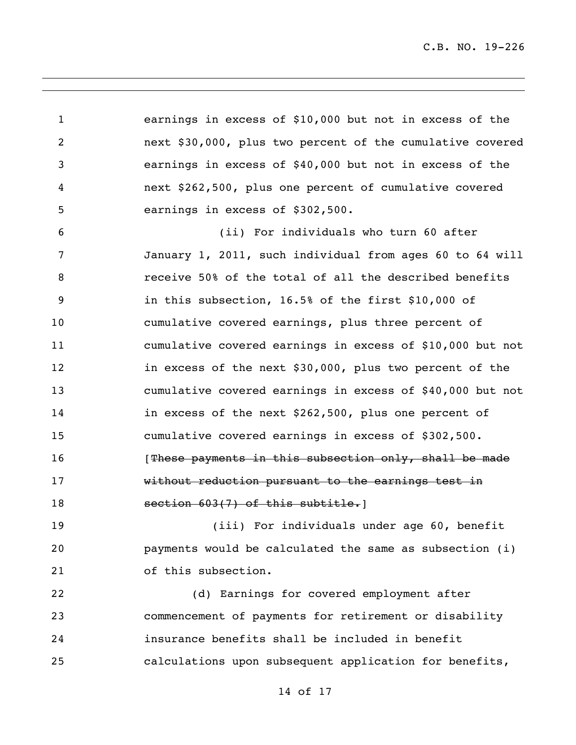earnings in excess of $10,000 but not in excess of the next $30,000, plus two percent of the cumulative covered earnings in excess of $40,000 but not in excess of the next $262,500, plus one percent of cumulative covered earnings in excess of $302,500.

(ii) For individuals who turn 60 after January 1, 2011, such individual from ages 60 to 64 will receive 50% of the total of all the described benefits in this subsection, 16.5% of the first $10,000 of cumulative covered earnings, plus three percent of cumulative covered earnings in excess of $10,000 but not in excess of the next $30,000, plus two percent of the cumulative covered earnings in excess of $40,000 but not in excess of the next $262,500, plus one percent of cumulative covered earnings in excess of $302,500. [~~These payments in this subsection only, shall be made without reduction pursuant to the earnings test in section 603(7) of this subtitle.~~]

(iii) For individuals under age 60, benefit payments would be calculated the same as subsection (i) of this subsection.

(d) Earnings for covered employment after commencement of payments for retirement or disability insurance benefits shall be included in benefit calculations upon subsequent application for benefits,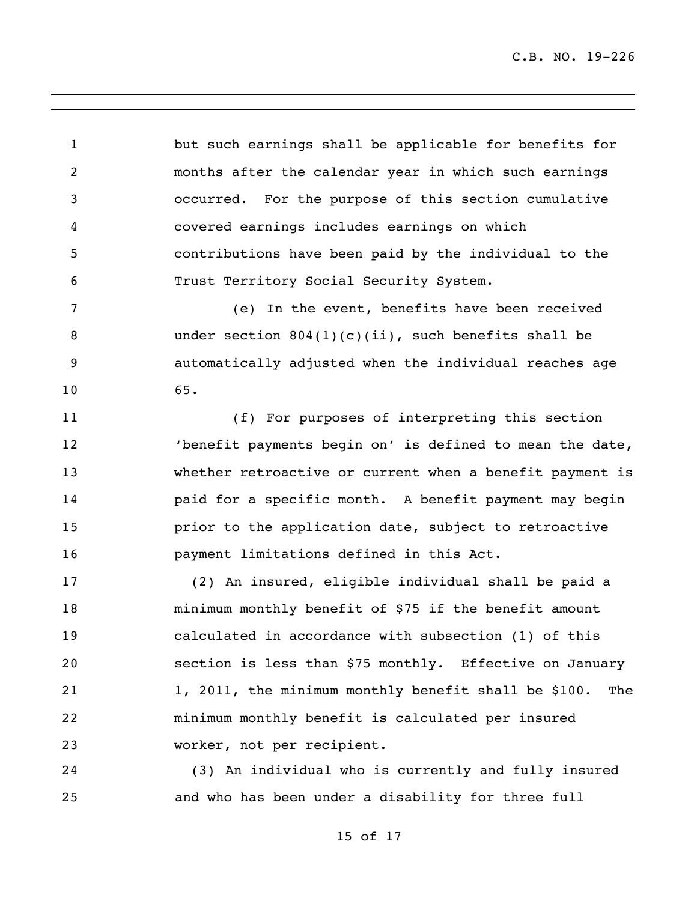but such earnings shall be applicable for benefits for months after the calendar year in which such earnings occurred. For the purpose of this section cumulative covered earnings includes earnings on which contributions have been paid by the individual to the Trust Territory Social Security System.

(e) In the event, benefits have been received under section 804(1)(c)(ii), such benefits shall be automatically adjusted when the individual reaches age 65.

(f) For purposes of interpreting this section 'benefit payments begin on' is defined to mean the date, whether retroactive or current when a benefit payment is paid for a specific month. A benefit payment may begin prior to the application date, subject to retroactive payment limitations defined in this Act.

(2) An insured, eligible individual shall be paid a minimum monthly benefit of $75 if the benefit amount calculated in accordance with subsection (1) of this section is less than $75 monthly. Effective on January 1, 2011, the minimum monthly benefit shall be $100. The minimum monthly benefit is calculated per insured worker, not per recipient.

(3) An individual who is currently and fully insured and who has been under a disability for three full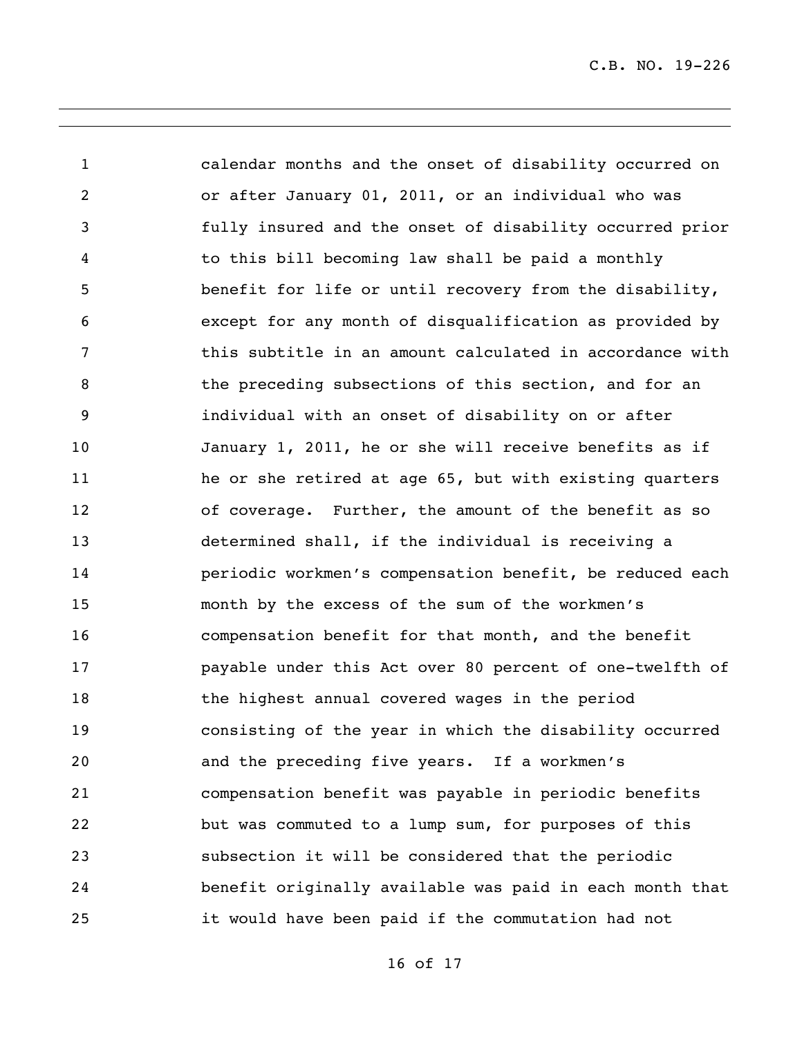calendar months and the onset of disability occurred on or after January 01, 2011, or an individual who was fully insured and the onset of disability occurred prior to this bill becoming law shall be paid a monthly benefit for life or until recovery from the disability, except for any month of disqualification as provided by this subtitle in an amount calculated in accordance with the preceding subsections of this section, and for an individual with an onset of disability on or after January 1, 2011, he or she will receive benefits as if he or she retired at age 65, but with existing quarters of coverage. Further, the amount of the benefit as so determined shall, if the individual is receiving a periodic workmen's compensation benefit, be reduced each month by the excess of the sum of the workmen's compensation benefit for that month, and the benefit payable under this Act over 80 percent of one-twelfth of the highest annual covered wages in the period consisting of the year in which the disability occurred and the preceding five years. If a workmen's compensation benefit was payable in periodic benefits but was commuted to a lump sum, for purposes of this subsection it will be considered that the periodic benefit originally available was paid in each month that it would have been paid if the commutation had not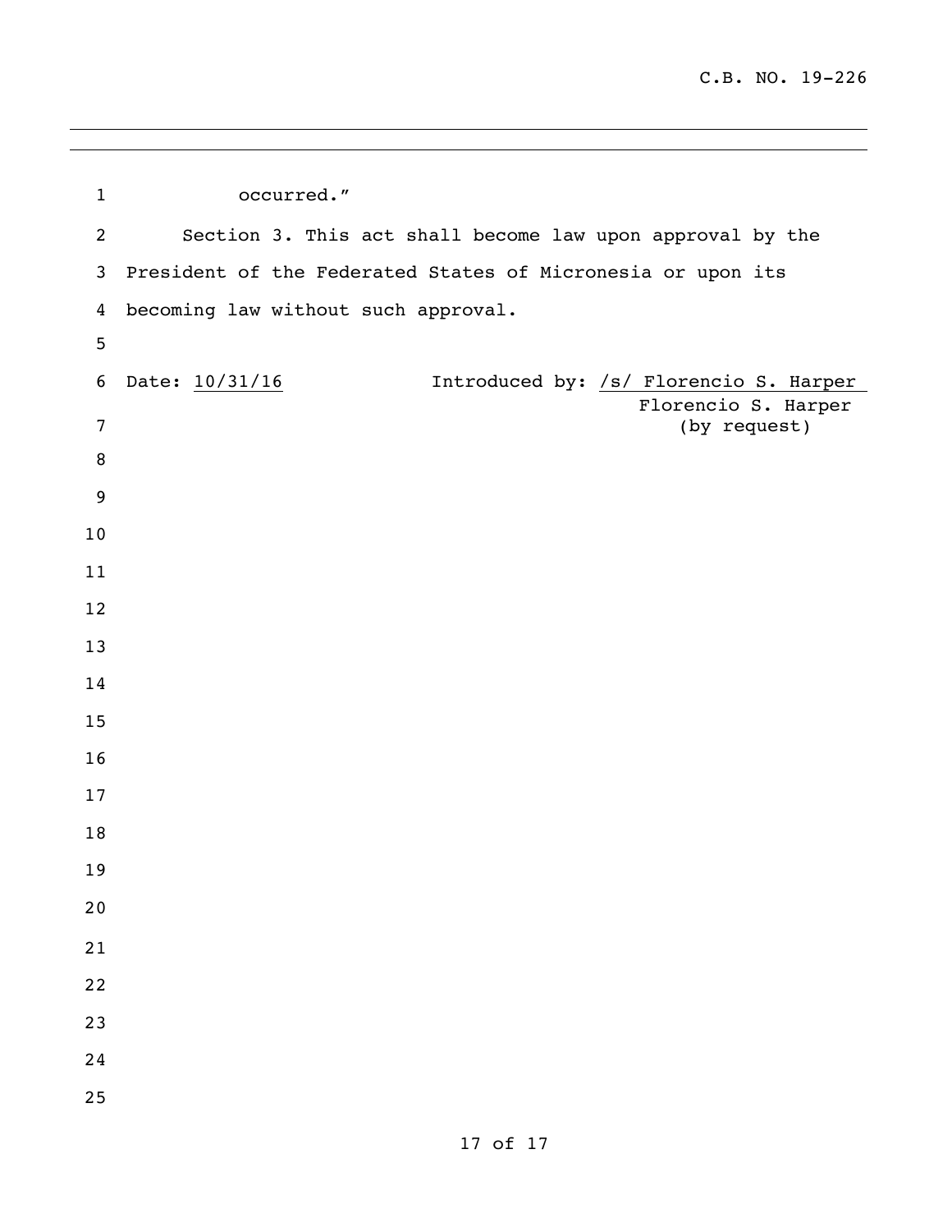occurred."

Section 3. This act shall become law upon approval by the President of the Federated States of Micronesia or upon its becoming law without such approval.

Date: 10/31/16

Introduced by: /s/ Florencio S. Harper
Florencio S. Harper
(by request)